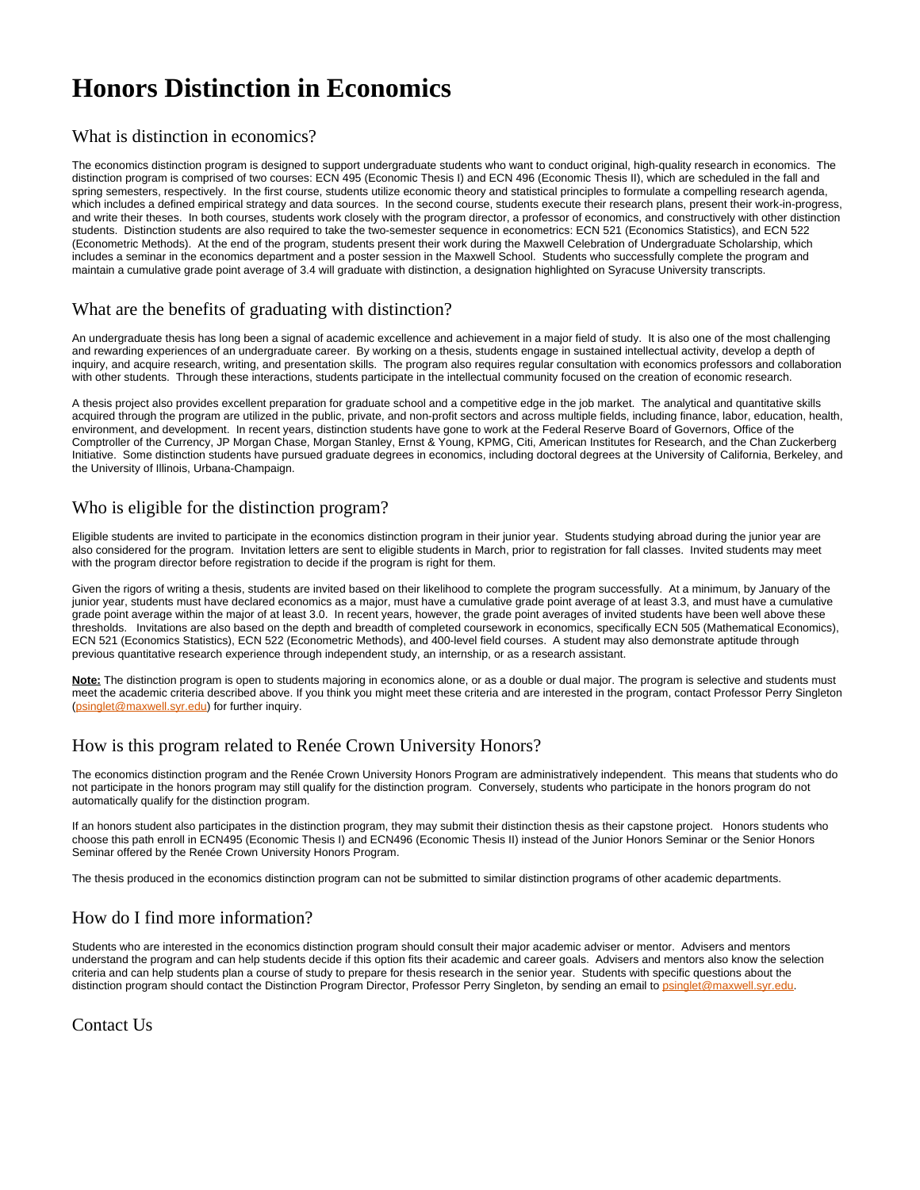# Honors Distinction in Economics

## What is distinction in economics?

The economics distinction program is designed to support undergraduate students who want to conduct original, high-quality research in economics. The distinction program is comprised of two courses: ECN 495 (Economic Thesis I) and ECN 496 (Economic Thesis II), which are scheduled in the fall and spring semesters, respectively. In the first course, students utilize economic theory and statistical principles to formulate a compelling research agenda, which includes a defined empirical strategy and data sources. In the second course, students execute their research plans, present their work-in-progress, and write their theses. In both courses, students work closely with the program director, a professor of economics, and constructively with other distinction students. Distinction students are also required to take the two-semester sequence in econometrics: ECN 521 (Economics Statistics), and ECN 522 (Econometric Methods). At the end of the program, students present their work during the Maxwell Celebration of Undergraduate Scholarship, which includes a seminar in the economics department and a poster session in the Maxwell School. Students who successfully complete the program and maintain a cumulative grade point average of 3.4 will graduate with distinction, a designation highlighted on Syracuse University transcripts.

## What are the benefits of graduating with distinction?

An undergraduate thesis has long been a signal of academic excellence and achievement in a major field of study. It is also one of the most challenging and rewarding experiences of an undergraduate career. By working on a thesis, students engage in sustained intellectual activity, develop a depth of inquiry, and acquire research, writing, and presentation skills. The program also requires regular consultation with economics professors and collaboration with other students. Through these interactions, students participate in the intellectual community focused on the creation of economic research.

A thesis project also provides excellent preparation for graduate school and a competitive edge in the job market. The analytical and quantitative skills acquired through the program are utilized in the public, private, and non-profit sectors and across multiple fields, including finance, labor, education, health, environment, and development. In recent years, distinction students have gone to work at the Federal Reserve Board of Governors, Office of the Comptroller of the Currency, JP Morgan Chase, Morgan Stanley, Ernst & Young, KPMG, Citi, American Institutes for Research, and the Chan Zuckerberg Initiative. Some distinction students have pursued graduate degrees in economics, including doctoral degrees at the University of California, Berkeley, and the University of Illinois, Urbana-Champaign.

## Who is eligible for the distinction program?

Eligible students are invited to participate in the economics distinction program in their junior year. Students studying abroad during the junior year are also considered for the program. Invitation letters are sent to eligible students in March, prior to registration for fall classes. Invited students may meet with the program director before registration to decide if the program is right for them.

Given the rigors of writing a thesis, students are invited based on their likelihood to complete the program successfully. At a minimum, by January of the junior year, students must have declared economics as a major, must have a cumulative grade point average of at least 3.3, and must have a cumulative grade point average within the major of at least 3.0. In recent years, however, the grade point averages of invited students have been well above these thresholds. Invitations are also based on the depth and breadth of completed coursework in economics, specifically ECN 505 (Mathematical Economics), ECN 521 (Economics Statistics), ECN 522 (Econometric Methods), and 400-level field courses. A student may also demonstrate aptitude through previous quantitative research experience through independent study, an internship, or as a research assistant.

**Note:** The distinction program is open to students majoring in economics alone, or as a double or dual major. The program is selective and students must meet the academic criteria described above. If you think you might meet these criteria and are interested in the program, contact Professor Perry Singleton (psinglet@maxwell.syr.edu) for further inquiry.

## How is this program related to Renée Crown University Honors?

The economics distinction program and the Renée Crown University Honors Program are administratively independent. This means that students who do not participate in the honors program may still qualify for the distinction program. Conversely, students who participate in the honors program do not automatically qualify for the distinction program.

If an honors student also participates in the distinction program, they may submit their distinction thesis as their capstone project. Honors students who choose this path enroll in ECN495 (Economic Thesis I) and ECN496 (Economic Thesis II) instead of the Junior Honors Seminar or the Senior Honors Seminar offered by the Renée Crown University Honors Program.

The thesis produced in the economics distinction program can not be submitted to similar distinction programs of other academic departments.

## How do I find more information?

Students who are interested in the economics distinction program should consult their major academic adviser or mentor. Advisers and mentors understand the program and can help students decide if this option fits their academic and career goals. Advisers and mentors also know the selection criteria and can help students plan a course of study to prepare for thesis research in the senior year. Students with specific questions about the distinction program should contact the Distinction Program Director, Professor Perry Singleton, by sending an email to psinglet@maxwell.syr.edu.

## Contact Us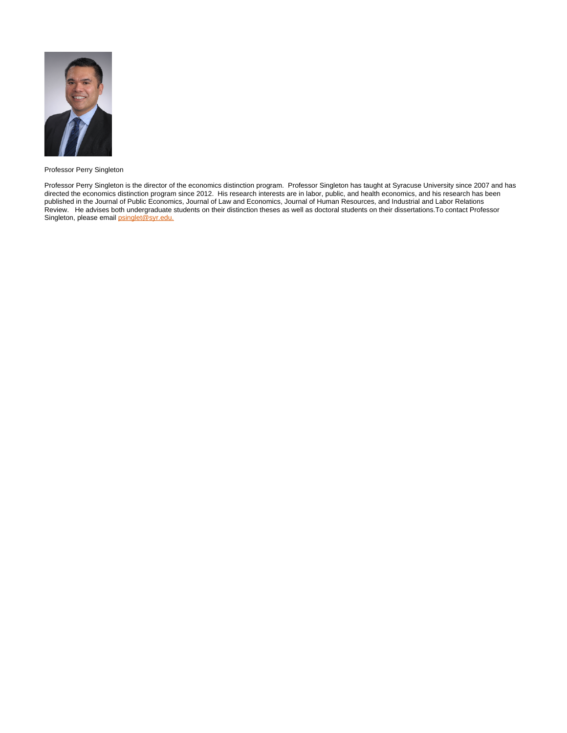Professor Perry Singleton

Professor Perry Singleton is the director of the economics distinction program. Professor Singleton has taught at Syracuse University since 2007 and has directed the economics distinction program since 2012. His research interests are in labor, public, and health economics, and his research has been published in the Journal of Public Economics, Journal of Law and Economics, Journal of Human Resources, and Industrial and Labor Relations Review. He advises both undergraduate students on their distinction theses as well as doctoral students on their dissertations.To contact Professor Singleton, please email psinglet@syr.edu.